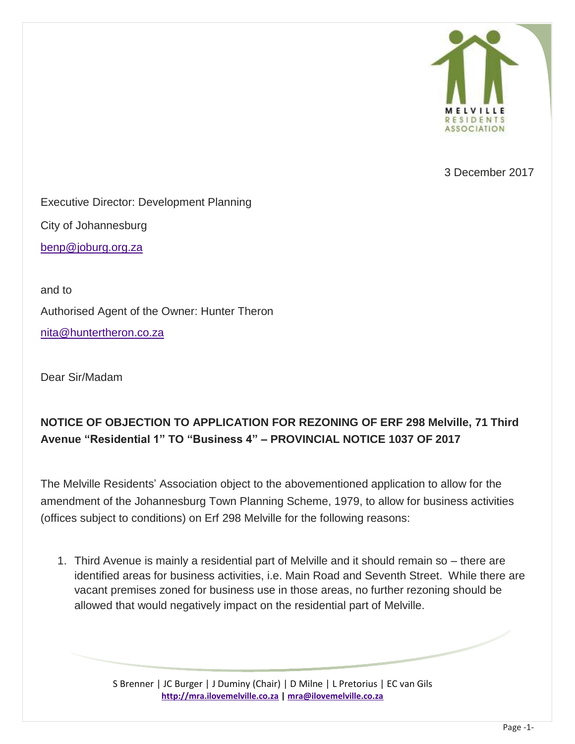3 December 2017

Executive Director: Development Planning

City of Johannesburg

benp@joburg.org.za

and to

Authorised Agent of the Owner: Hunter Theron

nita@huntertheron.co.za

Dear Sir/Madam

**NOTICE OF OBJECTION TO APPLICATION FOR REZONING OF ERF 298 Melville, 71 Third Avenue "Residential 1" TO "Business 4" – PROVINCIAL NOTICE 1037 OF 2017**

The Melville Residents' Association object to the abovementioned application to allow for the amendment of the Johannesburg Town Planning Scheme, 1979, to allow for business activities (offices subject to conditions) on Erf 298 Melville for the following reasons:

1. Third Avenue is mainly a residential part of Melville and it should remain so – there are identified areas for business activities, i.e. Main Road and Seventh Street. While there are vacant premises zoned for business use in those areas, no further rezoning should be allowed that would negatively impact on the residential part of Melville.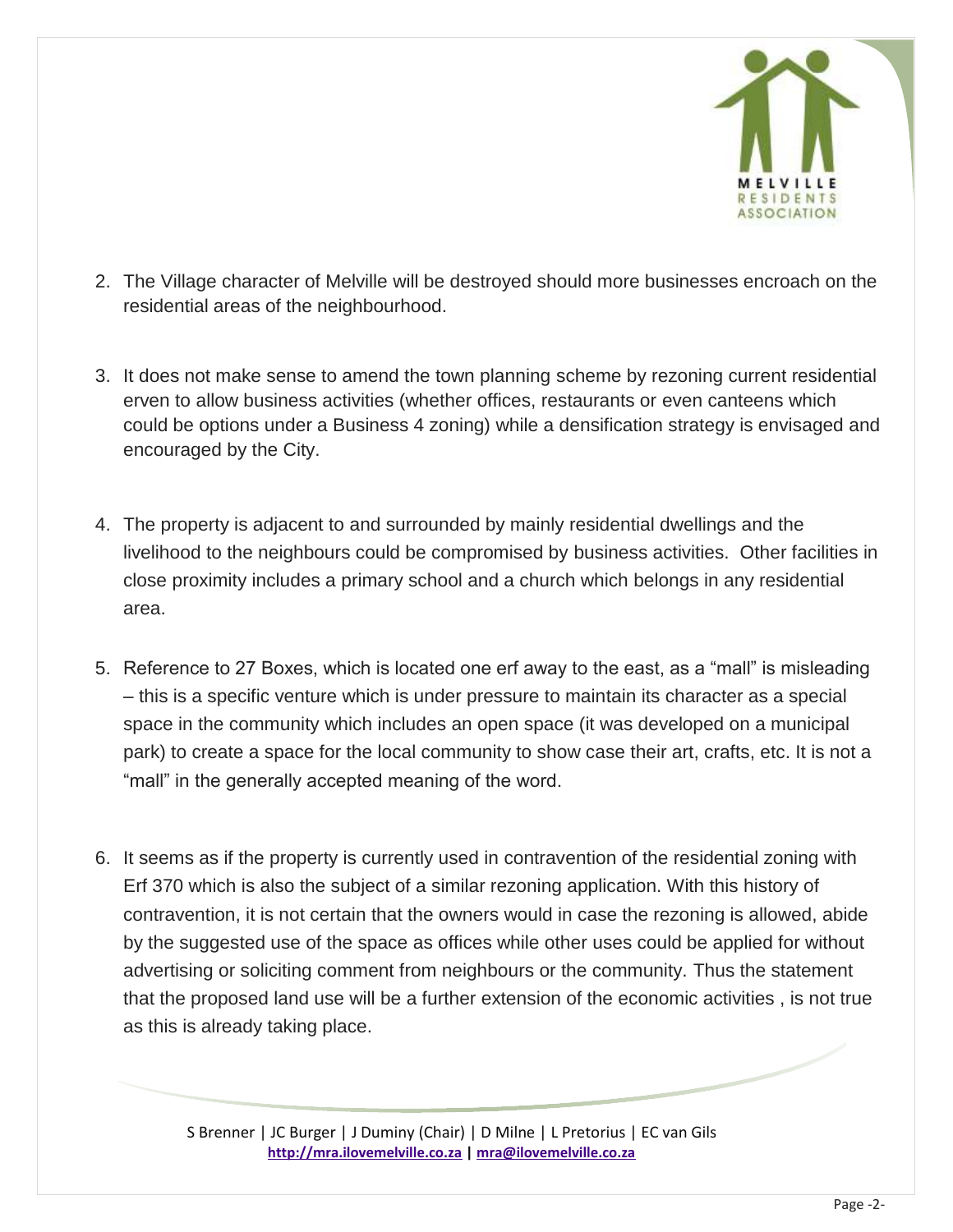2. The Village character of Melville will be destroyed should more businesses encroach on the residential areas of the neighbourhood.

3. It does not make sense to amend the town planning scheme by rezoning current residential erven to allow business activities (whether offices, restaurants or even canteens which could be options under a Business 4 zoning) while a densification strategy is envisaged and encouraged by the City.

4. The property is adjacent to and surrounded by mainly residential dwellings and the livelihood to the neighbours could be compromised by business activities. Other facilities in close proximity includes a primary school and a church which belongs in any residential area.

5. Reference to 27 Boxes, which is located one erf away to the east, as a "mall" is misleading – this is a specific venture which is under pressure to maintain its character as a special space in the community which includes an open space (it was developed on a municipal park) to create a space for the local community to show case their art, crafts, etc. It is not a "mall" in the generally accepted meaning of the word.

6. It seems as if the property is currently used in contravention of the residential zoning with Erf 370 which is also the subject of a similar rezoning application. With this history of contravention, it is not certain that the owners would in case the rezoning is allowed, abide by the suggested use of the space as offices while other uses could be applied for without advertising or soliciting comment from neighbours or the community. Thus the statement that the proposed land use will be a further extension of the economic activities , is not true as this is already taking place.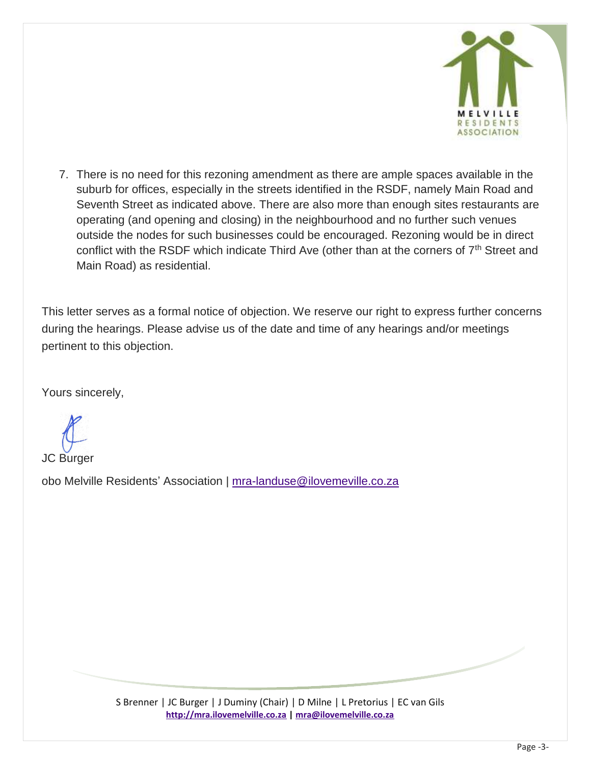7. There is no need for this rezoning amendment as there are ample spaces available in the suburb for offices, especially in the streets identified in the RSDF, namely Main Road and Seventh Street as indicated above. There are also more than enough sites restaurants are operating (and opening and closing) in the neighbourhood and no further such venues outside the nodes for such businesses could be encouraged. Rezoning would be in direct conflict with the RSDF which indicate Third Ave (other than at the corners of 7th Street and Main Road) as residential.

This letter serves as a formal notice of objection. We reserve our right to express further concerns during the hearings. Please advise us of the date and time of any hearings and/or meetings pertinent to this objection.

Yours sincerely,

JC Burger

obo Melville Residents' Association | mra-landuse@ilovemeville.co.za

S Brenner | JC Burger | J Duminy (Chair) | D Milne | L Pretorius | EC van Gils
http://mra.ilovemelville.co.za | mra@ilovemelville.co.za